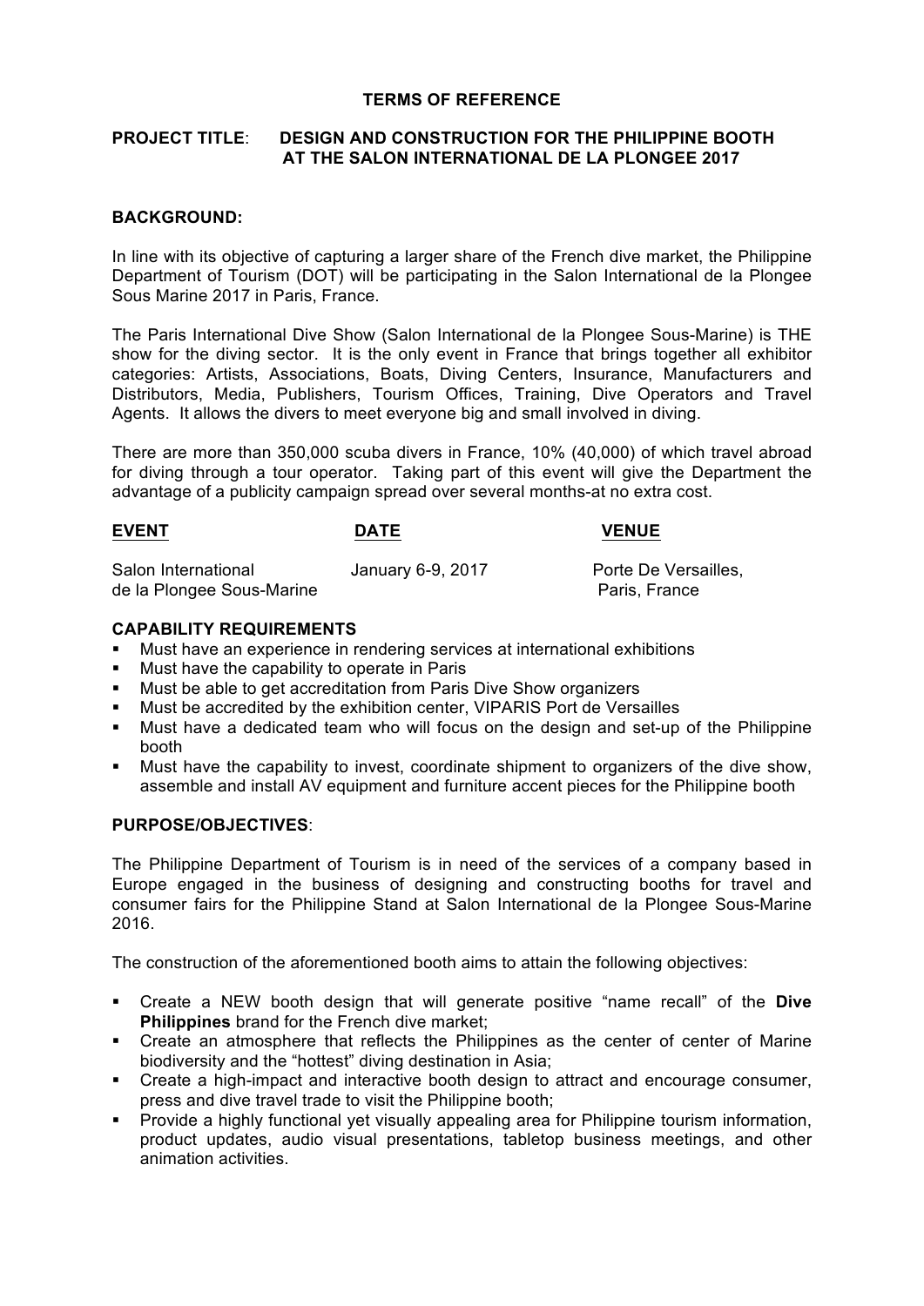# TERMS OF REFERENCE

**PROJECT TITLE**: **DESIGN AND CONSTRUCTION FOR THE PHILIPPINE BOOTH AT THE SALON INTERNATIONAL DE LA PLONGEE 2017**

## BACKGROUND:

In line with its objective of capturing a larger share of the French dive market, the Philippine Department of Tourism (DOT) will be participating in the Salon International de la Plongee Sous Marine 2017 in Paris, France.

The Paris International Dive Show (Salon International de la Plongee Sous-Marine) is THE show for the diving sector. It is the only event in France that brings together all exhibitor categories: Artists, Associations, Boats, Diving Centers, Insurance, Manufacturers and Distributors, Media, Publishers, Tourism Offices, Training, Dive Operators and Travel Agents. It allows the divers to meet everyone big and small involved in diving.

There are more than 350,000 scuba divers in France, 10% (40,000) of which travel abroad for diving through a tour operator. Taking part of this event will give the Department the advantage of a publicity campaign spread over several months-at no extra cost.

| EVENT | DATE | VENUE |
| --- | --- | --- |
| Salon International de la Plongee Sous-Marine | January 6-9, 2017 | Porte De Versailles, Paris, France |

## CAPABILITY REQUIREMENTS

- Must have an experience in rendering services at international exhibitions
- Must have the capability to operate in Paris
- Must be able to get accreditation from Paris Dive Show organizers
- Must be accredited by the exhibition center, VIPARIS Port de Versailles
- Must have a dedicated team who will focus on the design and set-up of the Philippine booth
- Must have the capability to invest, coordinate shipment to organizers of the dive show, assemble and install AV equipment and furniture accent pieces for the Philippine booth

## PURPOSE/OBJECTIVES:

The Philippine Department of Tourism is in need of the services of a company based in Europe engaged in the business of designing and constructing booths for travel and consumer fairs for the Philippine Stand at Salon International de la Plongee Sous-Marine 2016.

The construction of the aforementioned booth aims to attain the following objectives:

- Create a NEW booth design that will generate positive "name recall" of the **Dive Philippines** brand for the French dive market;
- Create an atmosphere that reflects the Philippines as the center of center of Marine biodiversity and the "hottest" diving destination in Asia;
- Create a high-impact and interactive booth design to attract and encourage consumer, press and dive travel trade to visit the Philippine booth;
- Provide a highly functional yet visually appealing area for Philippine tourism information, product updates, audio visual presentations, tabletop business meetings, and other animation activities.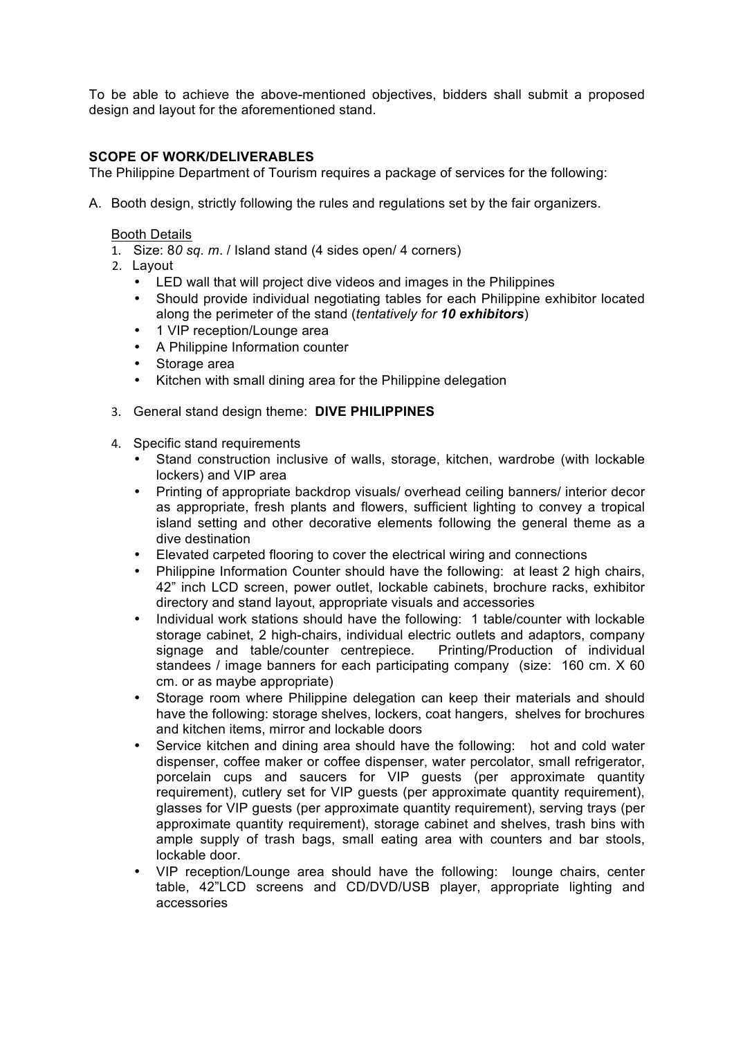To be able to achieve the above-mentioned objectives, bidders shall submit a proposed design and layout for the aforementioned stand.

**SCOPE OF WORK/DELIVERABLES**

The Philippine Department of Tourism requires a package of services for the following:

A. Booth design, strictly following the rules and regulations set by the fair organizers.

   Booth Details

   1. Size: 8*0 sq. m*. / Island stand (4 sides open/ 4 corners)
   2. Layout
      - LED wall that will project dive videos and images in the Philippines
      - Should provide individual negotiating tables for each Philippine exhibitor located along the perimeter of the stand (*tentatively for **10 exhibitors***)
      - 1 VIP reception/Lounge area
      - A Philippine Information counter
      - Storage area
      - Kitchen with small dining area for the Philippine delegation
   3. General stand design theme: **DIVE PHILIPPINES**
   4. Specific stand requirements
      - Stand construction inclusive of walls, storage, kitchen, wardrobe (with lockable lockers) and VIP area
      - Printing of appropriate backdrop visuals/ overhead ceiling banners/ interior decor as appropriate, fresh plants and flowers, sufficient lighting to convey a tropical island setting and other decorative elements following the general theme as a dive destination
      - Elevated carpeted flooring to cover the electrical wiring and connections
      - Philippine Information Counter should have the following: at least 2 high chairs, 42" inch LCD screen, power outlet, lockable cabinets, brochure racks, exhibitor directory and stand layout, appropriate visuals and accessories
      - Individual work stations should have the following: 1 table/counter with lockable storage cabinet, 2 high-chairs, individual electric outlets and adaptors, company signage and table/counter centrepiece. Printing/Production of individual standees / image banners for each participating company (size: 160 cm. X 60 cm. or as maybe appropriate)
      - Storage room where Philippine delegation can keep their materials and should have the following: storage shelves, lockers, coat hangers, shelves for brochures and kitchen items, mirror and lockable doors
      - Service kitchen and dining area should have the following: hot and cold water dispenser, coffee maker or coffee dispenser, water percolator, small refrigerator, porcelain cups and saucers for VIP guests (per approximate quantity requirement), cutlery set for VIP guests (per approximate quantity requirement), glasses for VIP guests (per approximate quantity requirement), serving trays (per approximate quantity requirement), storage cabinet and shelves, trash bins with ample supply of trash bags, small eating area with counters and bar stools, lockable door.
      - VIP reception/Lounge area should have the following: lounge chairs, center table, 42"LCD screens and CD/DVD/USB player, appropriate lighting and accessories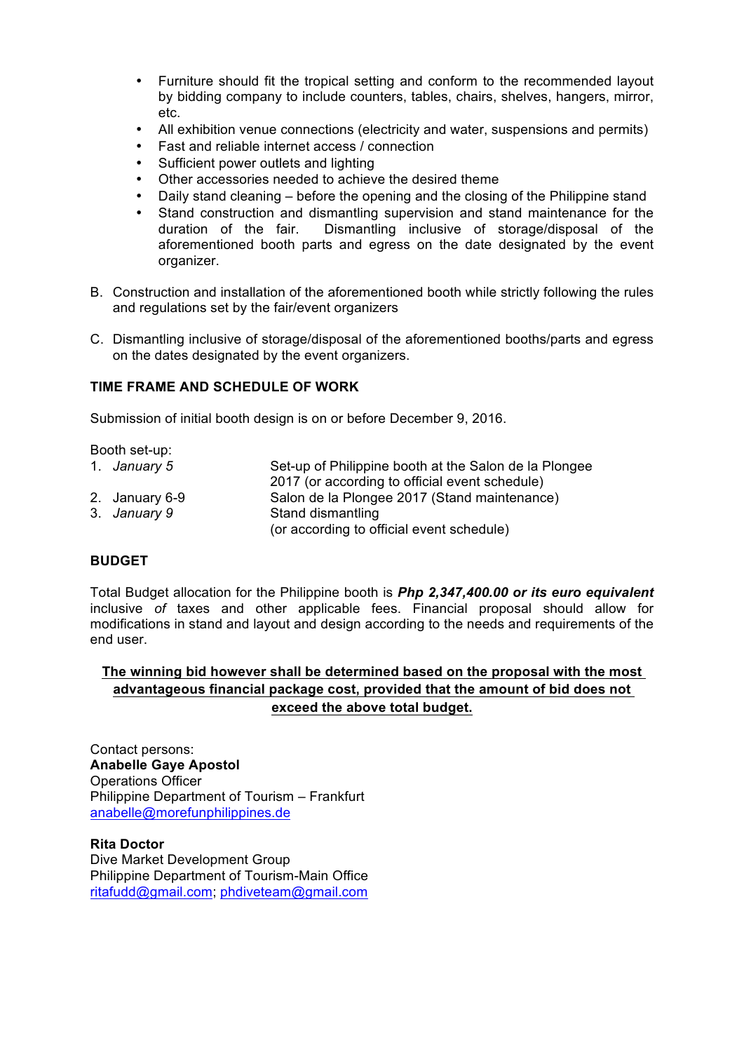- Furniture should fit the tropical setting and conform to the recommended layout by bidding company to include counters, tables, chairs, shelves, hangers, mirror, etc.
- All exhibition venue connections (electricity and water, suspensions and permits)
- Fast and reliable internet access / connection
- Sufficient power outlets and lighting
- Other accessories needed to achieve the desired theme
- Daily stand cleaning – before the opening and the closing of the Philippine stand
- Stand construction and dismantling supervision and stand maintenance for the duration of the fair. Dismantling inclusive of storage/disposal of the aforementioned booth parts and egress on the date designated by the event organizer.

B. Construction and installation of the aforementioned booth while strictly following the rules and regulations set by the fair/event organizers

C. Dismantling inclusive of storage/disposal of the aforementioned booths/parts and egress on the dates designated by the event organizers.

**TIME FRAME AND SCHEDULE OF WORK**

Submission of initial booth design is on or before December 9, 2016.

Booth set-up:

| | |
|---|---|
| 1. *January 5* | Set-up of Philippine booth at the Salon de la Plongee 2017 (or according to official event schedule) |
| 2. January 6-9 | Salon de la Plongee 2017 (Stand maintenance) |
| 3. *January 9* | Stand dismantling (or according to official event schedule) |

**BUDGET**

Total Budget allocation for the Philippine booth is ***Php 2,347,400.00 or its euro equivalent*** inclusive *of* taxes and other applicable fees. Financial proposal should allow for modifications in stand and layout and design according to the needs and requirements of the end user.

**<u>The winning bid however shall be determined based on the proposal with the most advantageous financial package cost, provided that the amount of bid does not exceed the above total budget.</u>**

Contact persons:
**Anabelle Gaye Apostol**
Operations Officer
Philippine Department of Tourism – Frankfurt
anabelle@morefunphilippines.de

**Rita Doctor**
Dive Market Development Group
Philippine Department of Tourism-Main Office
ritafudd@gmail.com; phdiveteam@gmail.com